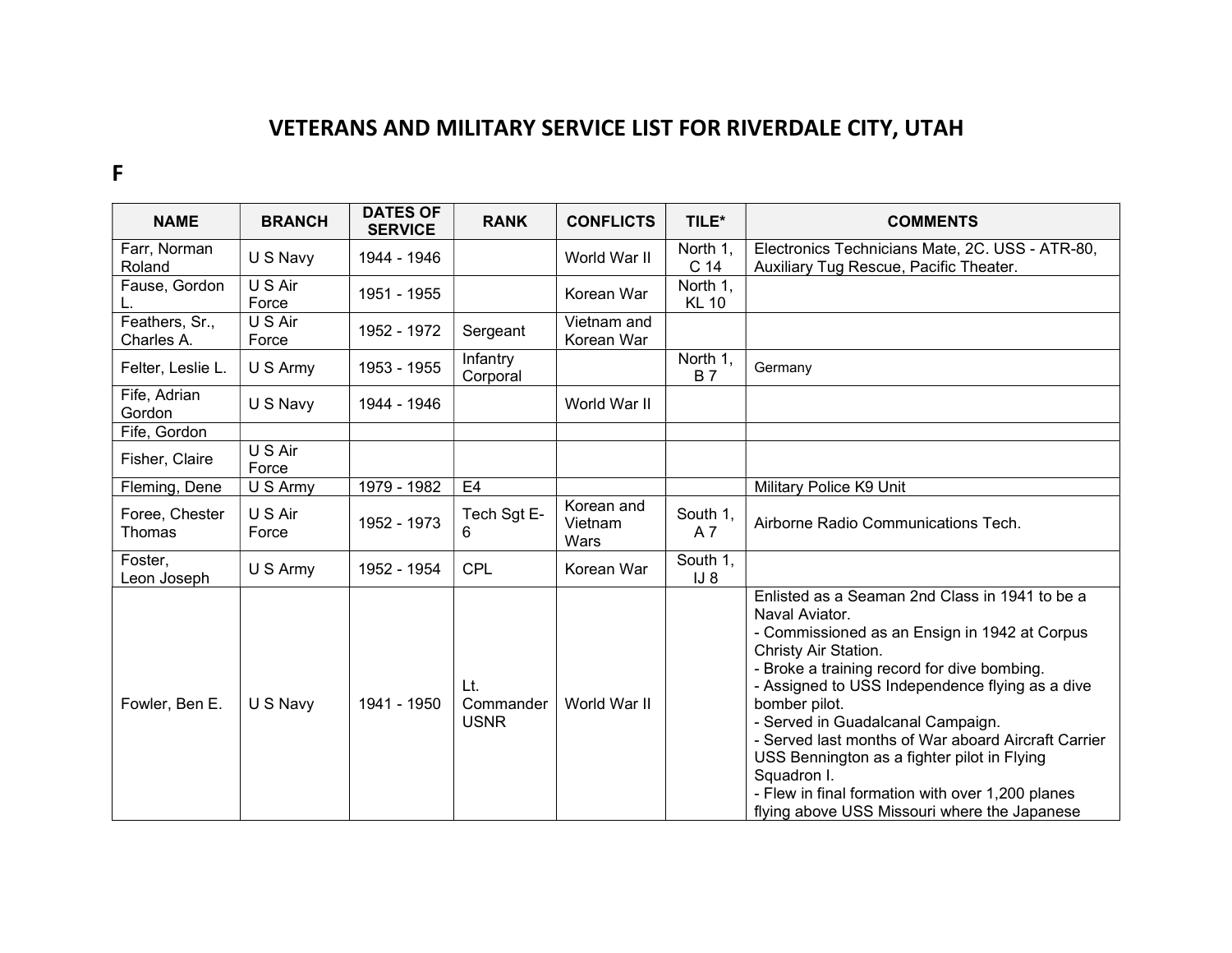# VETERANS AND MILITARY SERVICE LIST FOR RIVERDALE CITY, UTAH

## F

| NAME | BRANCH | DATES OF SERVICE | RANK | CONFLICTS | TILE* | COMMENTS |
|---|---|---|---|---|---|---|
| Farr, Norman Roland | U S Navy | 1944 - 1946 | | World War II | North 1, C 14 | Electronics Technicians Mate, 2C. USS - ATR-80, Auxiliary Tug Rescue, Pacific Theater. |
| Fause, Gordon L. | U S Air Force | 1951 - 1955 | | Korean War | North 1, KL 10 | |
| Feathers, Sr., Charles A. | U S Air Force | 1952 - 1972 | Sergeant | Vietnam and Korean War | | |
| Felter, Leslie L. | U S Army | 1953 - 1955 | Infantry Corporal | | North 1, B 7 | Germany |
| Fife, Adrian Gordon | U S Navy | 1944 - 1946 | | World War II | | |
| Fife, Gordon | | | | | | |
| Fisher, Claire | U S Air Force | | | | | |
| Fleming, Dene | U S Army | 1979 - 1982 | E4 | | | Military Police K9 Unit |
| Foree, Chester Thomas | U S Air Force | 1952 - 1973 | Tech Sgt E-6 | Korean and Vietnam Wars | South 1, A 7 | Airborne Radio Communications Tech. |
| Foster, Leon Joseph | U S Army | 1952 - 1954 | CPL | Korean War | South 1, IJ 8 | |
| Fowler, Ben E. | U S Navy | 1941 - 1950 | Lt. Commander USNR | World War II | | Enlisted as a Seaman 2nd Class in 1941 to be a Naval Aviator.<br>- Commissioned as an Ensign in 1942 at Corpus Christy Air Station.<br>- Broke a training record for dive bombing.<br>- Assigned to USS Independence flying as a dive bomber pilot.<br>- Served in Guadalcanal Campaign.<br>- Served last months of War aboard Aircraft Carrier USS Bennington as a fighter pilot in Flying Squadron I.<br>- Flew in final formation with over 1,200 planes flying above USS Missouri where the Japanese |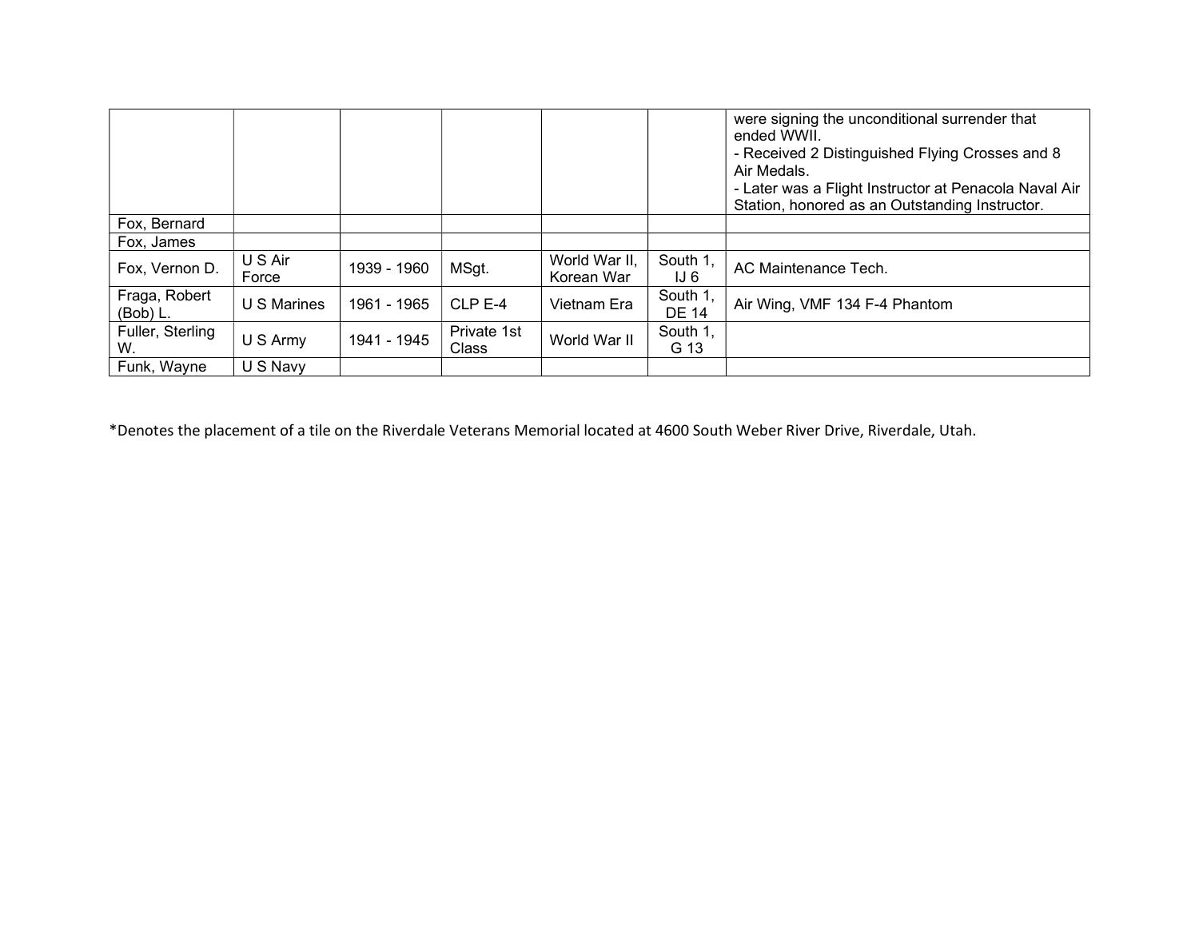| | | | | | | |
|---|---|---|---|---|---|---|
| | | | | | | were signing the unconditional surrender that ended WWII.<br>- Received 2 Distinguished Flying Crosses and 8 Air Medals.<br>- Later was a Flight Instructor at Penacola Naval Air Station, honored as an Outstanding Instructor. |
| Fox, Bernard | | | | | | |
| Fox, James | | | | | | |
| Fox, Vernon D. | U S Air Force | 1939 - 1960 | MSgt. | World War II, Korean War | South 1, IJ 6 | AC Maintenance Tech. |
| Fraga, Robert (Bob) L. | U S Marines | 1961 - 1965 | CLP E-4 | Vietnam Era | South 1, DE 14 | Air Wing, VMF 134 F-4 Phantom |
| Fuller, Sterling W. | U S Army | 1941 - 1945 | Private 1st Class | World War II | South 1, G 13 | |
| Funk, Wayne | U S Navy | | | | | |

*Denotes the placement of a tile on the Riverdale Veterans Memorial located at 4600 South Weber River Drive, Riverdale, Utah.